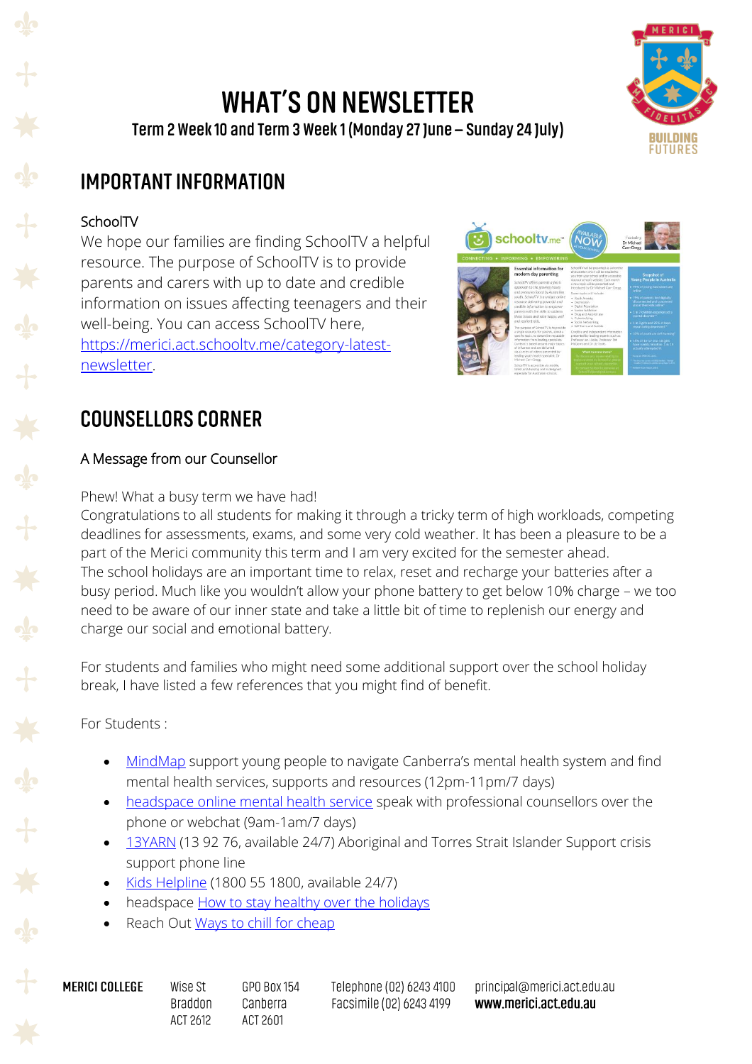# WHAT'S ON NEWSLETTER

Term 2 Week 10 and Term 3 Week 1 (Monday 27 June – Sunday 24 July)

## IMPORTANT INFORMATION

SchoolTV

We hope our families are finding SchoolTV a helpful resource. The purpose of SchoolTV is to provide parents and carers with up to date and credible information on issues affecting teenagers and their well-being. You can access SchoolTV here, https://merici.act.schooltv.me/category-latest-newsletter.

## COUNSELLORS CORNER

A Message from our Counsellor

Phew! What a busy term we have had!

Congratulations to all students for making it through a tricky term of high workloads, competing deadlines for assessments, exams, and some very cold weather. It has been a pleasure to be a part of the Merici community this term and I am very excited for the semester ahead.

The school holidays are an important time to relax, reset and recharge your batteries after a busy period. Much like you wouldn't allow your phone battery to get below 10% charge – we too need to be aware of our inner state and take a little bit of time to replenish our energy and charge our social and emotional battery.

For students and families who might need some additional support over the school holiday break, I have listed a few references that you might find of benefit.

For Students :

- MindMap support young people to navigate Canberra's mental health system and find mental health services, supports and resources (12pm-11pm/7 days)
- headspace online mental health service speak with professional counsellors over the phone or webchat (9am-1am/7 days)
- 13YARN (13 92 76, available 24/7) Aboriginal and Torres Strait Islander Support crisis support phone line
- Kids Helpline (1800 55 1800, available 24/7)
- headspace How to stay healthy over the holidays
- Reach Out Ways to chill for cheap

MERICI COLLEGE | Wise St Braddon ACT 2612 | GPO Box 154 Canberra ACT 2601 | Telephone (02) 6243 4100 Facsimile (02) 6243 4199 | principal@merici.act.edu.au **www.merici.act.edu.au**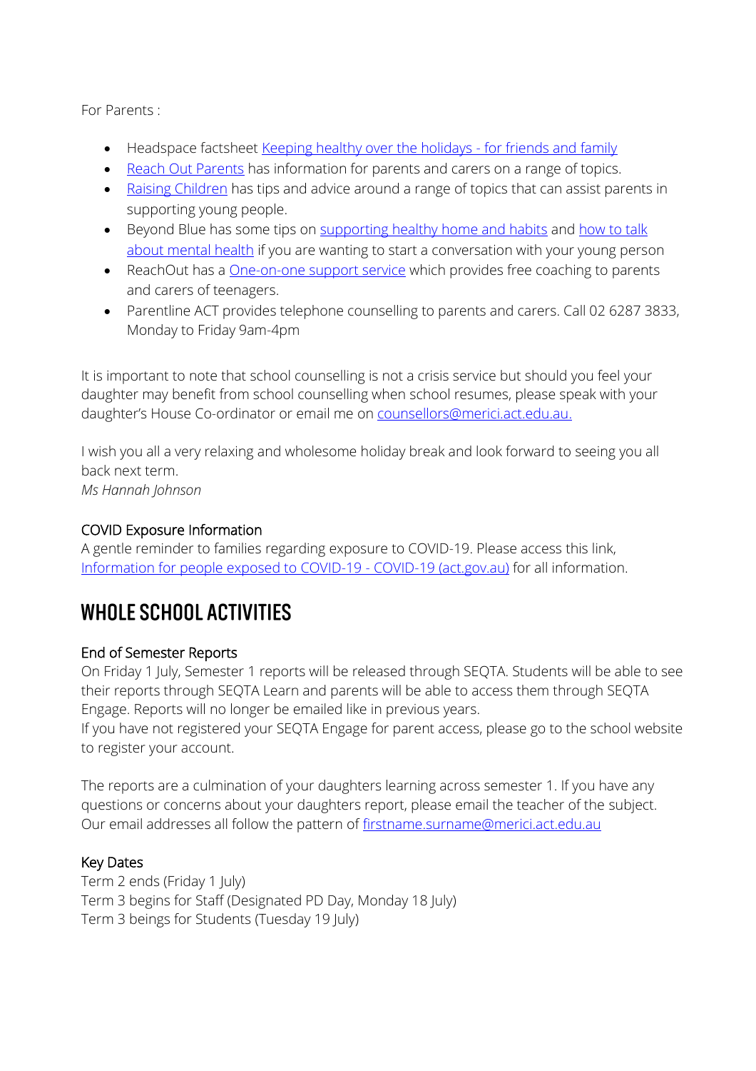For Parents :

- Headspace factsheet [Keeping healthy over the holidays - for friends and family]
- [Reach Out Parents] has information for parents and carers on a range of topics.
- [Raising Children] has tips and advice around a range of topics that can assist parents in supporting young people.
- Beyond Blue has some tips on [supporting healthy home and habits] and [how to talk about mental health] if you are wanting to start a conversation with your young person
- ReachOut has a [One-on-one support service] which provides free coaching to parents and carers of teenagers.
- Parentline ACT provides telephone counselling to parents and carers. Call 02 6287 3833, Monday to Friday 9am-4pm

It is important to note that school counselling is not a crisis service but should you feel your daughter may benefit from school counselling when school resumes, please speak with your daughter's House Co-ordinator or email me on counsellors@merici.act.edu.au.

I wish you all a very relaxing and wholesome holiday break and look forward to seeing you all back next term.
*Ms Hannah Johnson*

### COVID Exposure Information

A gentle reminder to families regarding exposure to COVID-19. Please access this link, [Information for people exposed to COVID-19 - COVID-19 (act.gov.au)] for all information.

## WHOLE SCHOOL ACTIVITIES

### End of Semester Reports

On Friday 1 July, Semester 1 reports will be released through SEQTA. Students will be able to see their reports through SEQTA Learn and parents will be able to access them through SEQTA Engage. Reports will no longer be emailed like in previous years.
If you have not registered your SEQTA Engage for parent access, please go to the school website to register your account.

The reports are a culmination of your daughters learning across semester 1. If you have any questions or concerns about your daughters report, please email the teacher of the subject. Our email addresses all follow the pattern of firstname.surname@merici.act.edu.au

### Key Dates

Term 2 ends (Friday 1 July)
Term 3 begins for Staff (Designated PD Day, Monday 18 July)
Term 3 beings for Students (Tuesday 19 July)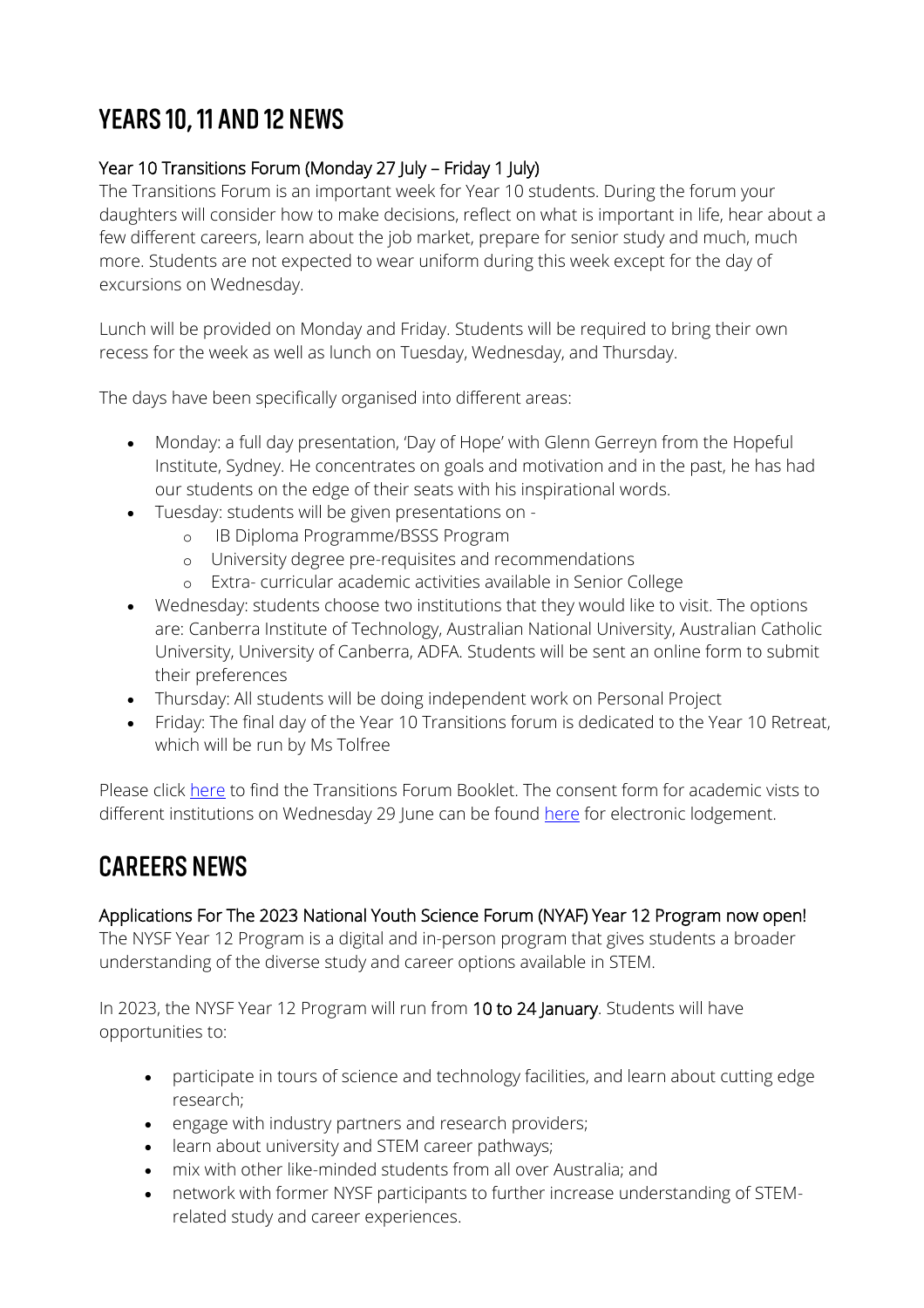# YEARS 10, 11 AND 12 NEWS

## Year 10 Transitions Forum (Monday 27 July – Friday 1 July)

The Transitions Forum is an important week for Year 10 students. During the forum your daughters will consider how to make decisions, reflect on what is important in life, hear about a few different careers, learn about the job market, prepare for senior study and much, much more. Students are not expected to wear uniform during this week except for the day of excursions on Wednesday.

Lunch will be provided on Monday and Friday. Students will be required to bring their own recess for the week as well as lunch on Tuesday, Wednesday, and Thursday.

The days have been specifically organised into different areas:

- Monday: a full day presentation, 'Day of Hope' with Glenn Gerreyn from the Hopeful Institute, Sydney. He concentrates on goals and motivation and in the past, he has had our students on the edge of their seats with his inspirational words.
- Tuesday: students will be given presentations on -
    - IB Diploma Programme/BSSS Program
    - University degree pre-requisites and recommendations
    - Extra- curricular academic activities available in Senior College
- Wednesday: students choose two institutions that they would like to visit. The options are: Canberra Institute of Technology, Australian National University, Australian Catholic University, University of Canberra, ADFA. Students will be sent an online form to submit their preferences
- Thursday: All students will be doing independent work on Personal Project
- Friday: The final day of the Year 10 Transitions forum is dedicated to the Year 10 Retreat, which will be run by Ms Tolfree

Please click here to find the Transitions Forum Booklet. The consent form for academic vists to different institutions on Wednesday 29 June can be found here for electronic lodgement.

# CAREERS NEWS

## Applications For The 2023 National Youth Science Forum (NYAF) Year 12 Program now open!

The NYSF Year 12 Program is a digital and in-person program that gives students a broader understanding of the diverse study and career options available in STEM.

In 2023, the NYSF Year 12 Program will run from **10 to 24 January**. Students will have opportunities to:

- participate in tours of science and technology facilities, and learn about cutting edge research;
- engage with industry partners and research providers;
- learn about university and STEM career pathways;
- mix with other like-minded students from all over Australia; and
- network with former NYSF participants to further increase understanding of STEM-related study and career experiences.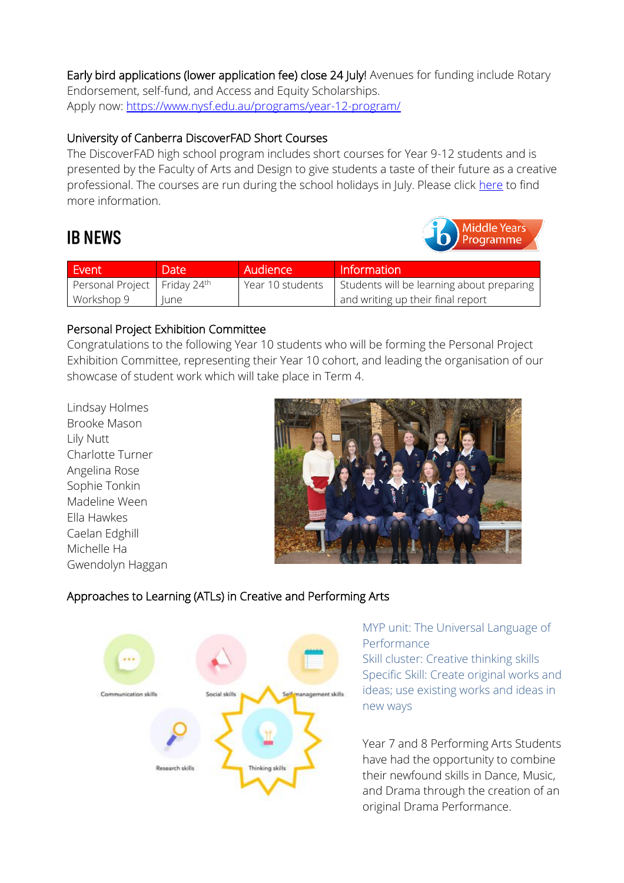Early bird applications (lower application fee) close 24 July! Avenues for funding include Rotary Endorsement, self-fund, and Access and Equity Scholarships.
Apply now: [https://www.nysf.edu.au/programs/year-12-program/](https://www.nysf.edu.au/programs/year-12-program/)

University of Canberra DiscoverFAD Short Courses

The DiscoverFAD high school program includes short courses for Year 9-12 students and is presented by the Faculty of Arts and Design to give students a taste of their future as a creative professional. The courses are run during the school holidays in July. Please click here to find more information.

# IB NEWS

| Event | Date | Audience | Information |
|---|---|---|---|
| Personal Project Workshop 9 | Friday 24th June | Year 10 students | Students will be learning about preparing and writing up their final report |

Personal Project Exhibition Committee

Congratulations to the following Year 10 students who will be forming the Personal Project Exhibition Committee, representing their Year 10 cohort, and leading the organisation of our showcase of student work which will take place in Term 4.

Lindsay Holmes
Brooke Mason
Lily Nutt
Charlotte Turner
Angelina Rose
Sophie Tonkin
Madeline Ween
Ella Hawkes
Caelan Edghill
Michelle Ha
Gwendolyn Haggan

Approaches to Learning (ATLs) in Creative and Performing Arts

MYP unit: The Universal Language of Performance
Skill cluster: Creative thinking skills
Specific Skill: Create original works and ideas; use existing works and ideas in new ways

Year 7 and 8 Performing Arts Students have had the opportunity to combine their newfound skills in Dance, Music, and Drama through the creation of an original Drama Performance.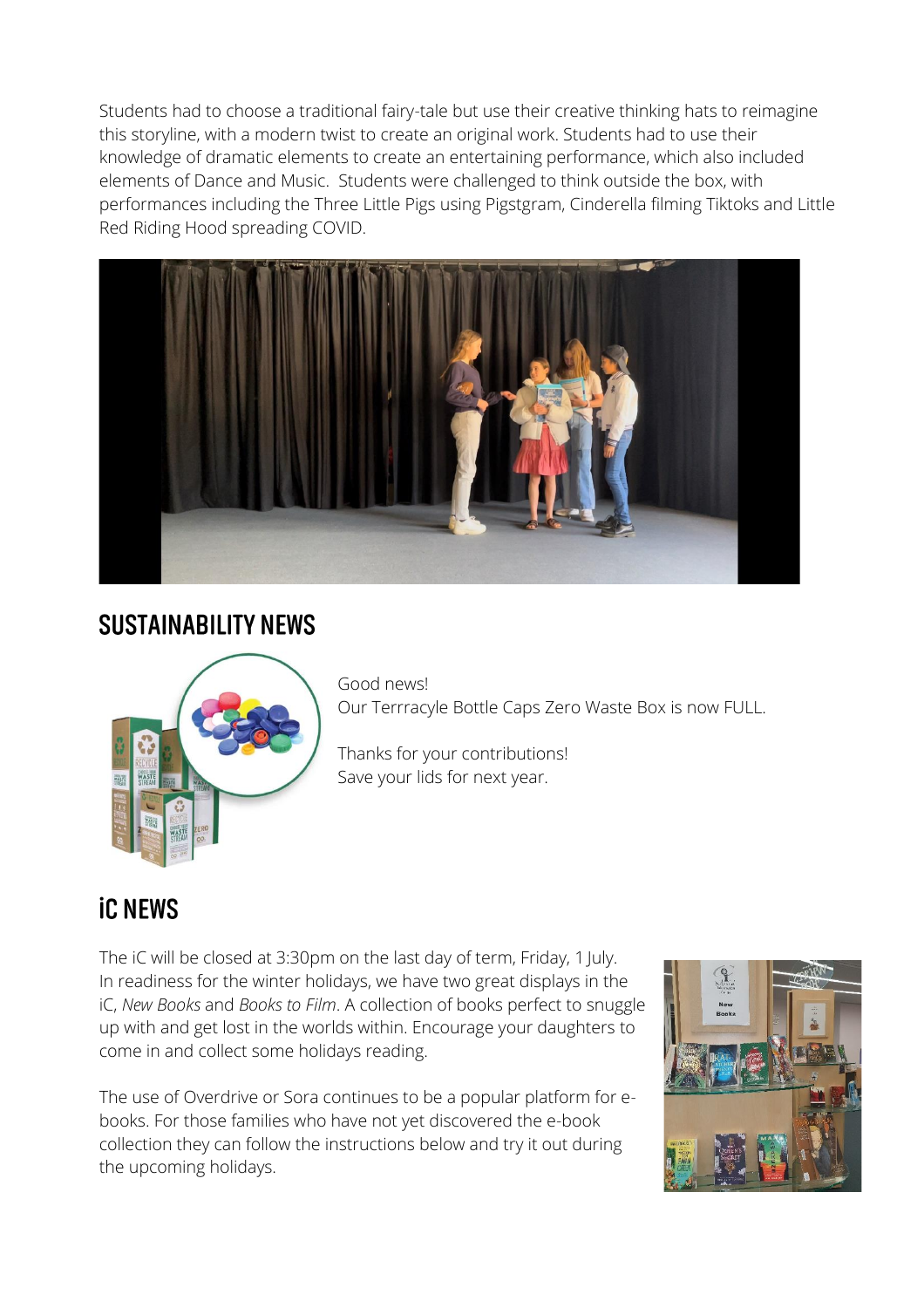Students had to choose a traditional fairy-tale but use their creative thinking hats to reimagine this storyline, with a modern twist to create an original work. Students had to use their knowledge of dramatic elements to create an entertaining performance, which also included elements of Dance and Music. Students were challenged to think outside the box, with performances including the Three Little Pigs using Pigstgram, Cinderella filming Tiktoks and Little Red Riding Hood spreading COVID.

## SUSTAINABILITY NEWS

Good news!
Our Terrracyle Bottle Caps Zero Waste Box is now FULL.

Thanks for your contributions!
Save your lids for next year.

## iC NEWS

The iC will be closed at 3:30pm on the last day of term, Friday, 1 July. In readiness for the winter holidays, we have two great displays in the iC, *New Books* and *Books to Film*. A collection of books perfect to snuggle up with and get lost in the worlds within. Encourage your daughters to come in and collect some holidays reading.

The use of Overdrive or Sora continues to be a popular platform for e-books. For those families who have not yet discovered the e-book collection they can follow the instructions below and try it out during the upcoming holidays.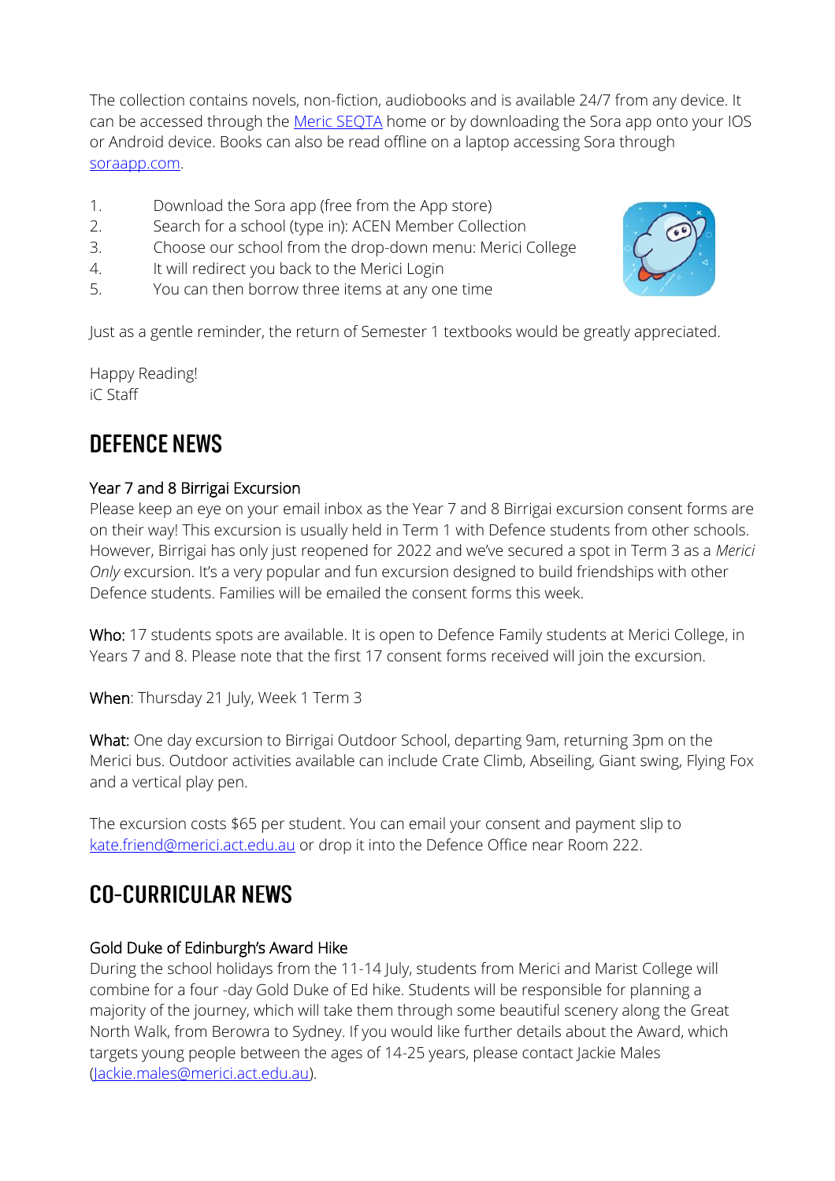The collection contains novels, non-fiction, audiobooks and is available 24/7 from any device. It can be accessed through the [Meric SEQTA](#) home or by downloading the Sora app onto your IOS or Android device. Books can also be read offline on a laptop accessing Sora through [soraapp.com](#).

1. Download the Sora app (free from the App store)
2. Search for a school (type in): ACEN Member Collection
3. Choose our school from the drop-down menu: Merici College
4. It will redirect you back to the Merici Login
5. You can then borrow three items at any one time

Just as a gentle reminder, the return of Semester 1 textbooks would be greatly appreciated.

Happy Reading!
iC Staff

## DEFENCE NEWS

### Year 7 and 8 Birrigai Excursion

Please keep an eye on your email inbox as the Year 7 and 8 Birrigai excursion consent forms are on their way! This excursion is usually held in Term 1 with Defence students from other schools. However, Birrigai has only just reopened for 2022 and we've secured a spot in Term 3 as a *Merici Only* excursion. It's a very popular and fun excursion designed to build friendships with other Defence students. Families will be emailed the consent forms this week.

Who: 17 students spots are available. It is open to Defence Family students at Merici College, in Years 7 and 8. Please note that the first 17 consent forms received will join the excursion.

When: Thursday 21 July, Week 1 Term 3

What: One day excursion to Birrigai Outdoor School, departing 9am, returning 3pm on the Merici bus. Outdoor activities available can include Crate Climb, Abseiling, Giant swing, Flying Fox and a vertical play pen.

The excursion costs $65 per student. You can email your consent and payment slip to [kate.friend@merici.act.edu.au](mailto:kate.friend@merici.act.edu.au) or drop it into the Defence Office near Room 222.

## CO-CURRICULAR NEWS

### Gold Duke of Edinburgh's Award Hike

During the school holidays from the 11-14 July, students from Merici and Marist College will combine for a four -day Gold Duke of Ed hike. Students will be responsible for planning a majority of the journey, which will take them through some beautiful scenery along the Great North Walk, from Berowra to Sydney. If you would like further details about the Award, which targets young people between the ages of 14-25 years, please contact Jackie Males ([Jackie.males@merici.act.edu.au](mailto:Jackie.males@merici.act.edu.au)).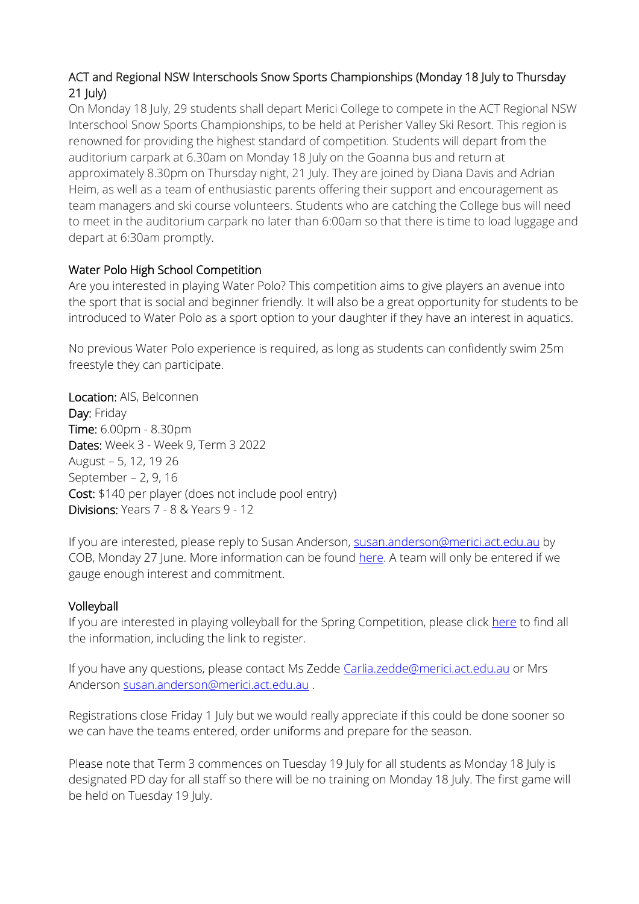## ACT and Regional NSW Interschools Snow Sports Championships (Monday 18 July to Thursday 21 July)

On Monday 18 July, 29 students shall depart Merici College to compete in the ACT Regional NSW Interschool Snow Sports Championships, to be held at Perisher Valley Ski Resort. This region is renowned for providing the highest standard of competition. Students will depart from the auditorium carpark at 6.30am on Monday 18 July on the Goanna bus and return at approximately 8.30pm on Thursday night, 21 July. They are joined by Diana Davis and Adrian Heim, as well as a team of enthusiastic parents offering their support and encouragement as team managers and ski course volunteers. Students who are catching the College bus will need to meet in the auditorium carpark no later than 6:00am so that there is time to load luggage and depart at 6:30am promptly.

## Water Polo High School Competition

Are you interested in playing Water Polo? This competition aims to give players an avenue into the sport that is social and beginner friendly. It will also be a great opportunity for students to be introduced to Water Polo as a sport option to your daughter if they have an interest in aquatics.

No previous Water Polo experience is required, as long as students can confidently swim 25m freestyle they can participate.

Location: AIS, Belconnen
Day: Friday
Time: 6.00pm - 8.30pm
Dates: Week 3 - Week 9, Term 3 2022
August – 5, 12, 19 26
September – 2, 9, 16
Cost: $140 per player (does not include pool entry)
Divisions: Years 7 - 8 & Years 9 - 12

If you are interested, please reply to Susan Anderson, susan.anderson@merici.act.edu.au by COB, Monday 27 June. More information can be found here. A team will only be entered if we gauge enough interest and commitment.

## Volleyball

If you are interested in playing volleyball for the Spring Competition, please click here to find all the information, including the link to register.

If you have any questions, please contact Ms Zedde Carlia.zedde@merici.act.edu.au or Mrs Anderson susan.anderson@merici.act.edu.au .

Registrations close Friday 1 July but we would really appreciate if this could be done sooner so we can have the teams entered, order uniforms and prepare for the season.

Please note that Term 3 commences on Tuesday 19 July for all students as Monday 18 July is designated PD day for all staff so there will be no training on Monday 18 July. The first game will be held on Tuesday 19 July.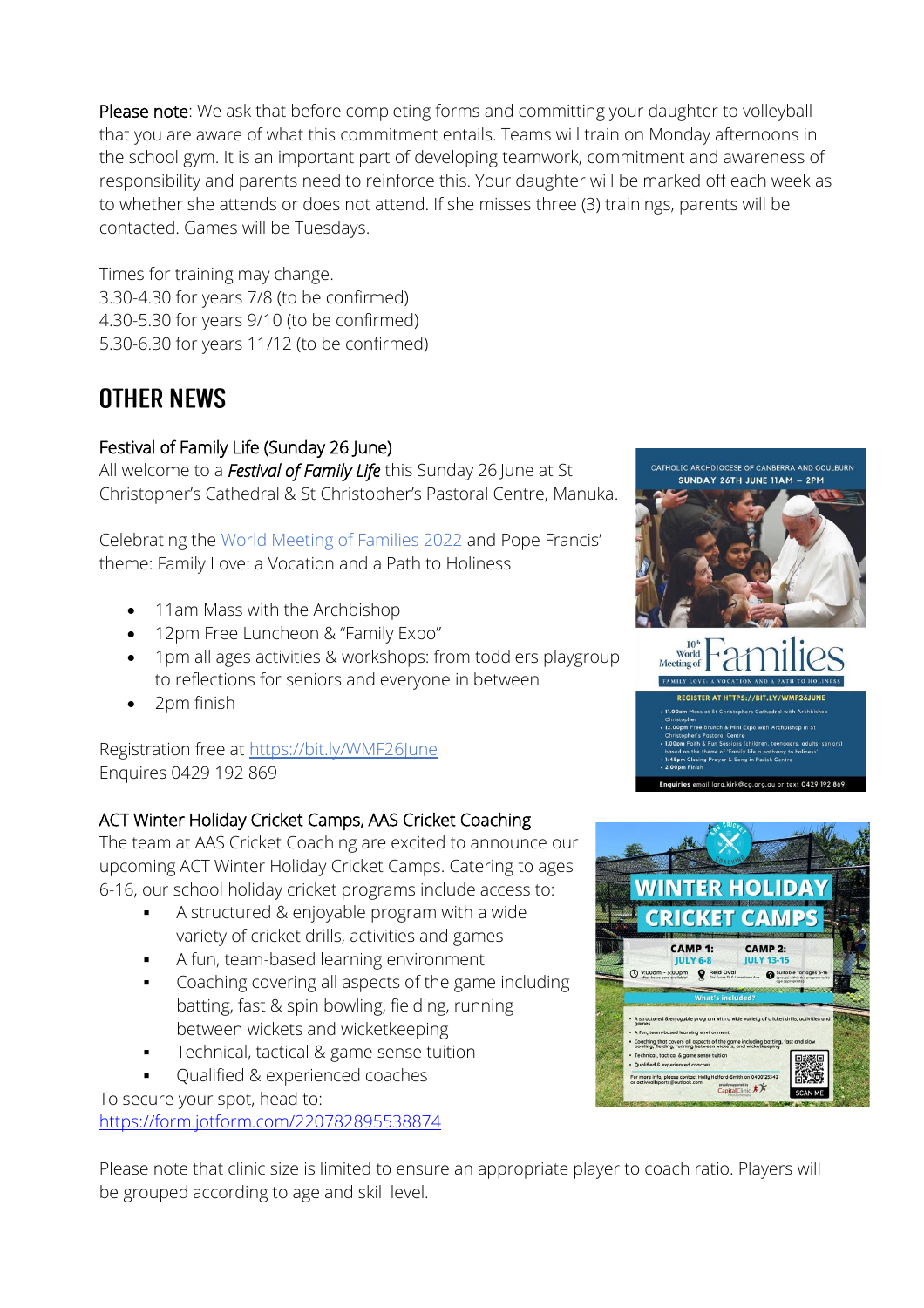**Please note**: We ask that before completing forms and committing your daughter to volleyball that you are aware of what this commitment entails. Teams will train on Monday afternoons in the school gym. It is an important part of developing teamwork, commitment and awareness of responsibility and parents need to reinforce this. Your daughter will be marked off each week as to whether she attends or does not attend. If she misses three (3) trainings, parents will be contacted. Games will be Tuesdays.

Times for training may change.
3.30-4.30 for years 7/8 (to be confirmed)
4.30-5.30 for years 9/10 (to be confirmed)
5.30-6.30 for years 11/12 (to be confirmed)

## OTHER NEWS

### Festival of Family Life (Sunday 26 June)

All welcome to a ***Festival of Family Life*** this Sunday 26 June at St Christopher's Cathedral & St Christopher's Pastoral Centre, Manuka.

Celebrating the World Meeting of Families 2022 and Pope Francis' theme: Family Love: a Vocation and a Path to Holiness

- 11am Mass with the Archbishop
- 12pm Free Luncheon & "Family Expo"
- 1pm all ages activities & workshops: from toddlers playgroup to reflections for seniors and everyone in between
- 2pm finish

Registration free at https://bit.ly/WMF26June
Enquires 0429 192 869

### ACT Winter Holiday Cricket Camps, AAS Cricket Coaching

The team at AAS Cricket Coaching are excited to announce our upcoming ACT Winter Holiday Cricket Camps. Catering to ages 6-16, our school holiday cricket programs include access to:

- A structured & enjoyable program with a wide variety of cricket drills, activities and games
- A fun, team-based learning environment
- Coaching covering all aspects of the game including batting, fast & spin bowling, fielding, running between wickets and wicketkeeping
- Technical, tactical & game sense tuition
- Qualified & experienced coaches

To secure your spot, head to:
https://form.jotform.com/220782895538874

Please note that clinic size is limited to ensure an appropriate player to coach ratio. Players will be grouped according to age and skill level.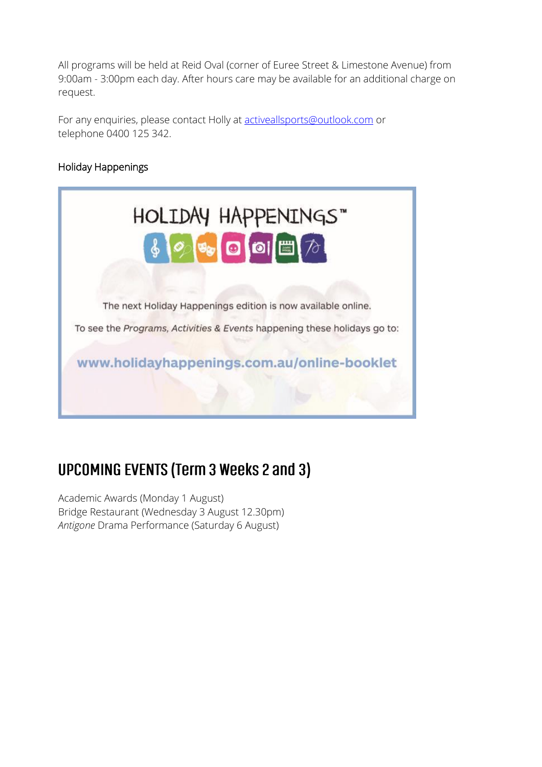All programs will be held at Reid Oval (corner of Euree Street & Limestone Avenue) from 9:00am - 3:00pm each day. After hours care may be available for an additional charge on request.

For any enquiries, please contact Holly at activeallsports@outlook.com or telephone 0400 125 342.

Holiday Happenings

HOLIDAY HAPPENINGS™

The next Holiday Happenings edition is now available online.

To see the *Programs, Activities & Events* happening these holidays go to:

www.holidayhappenings.com.au/online-booklet

## UPCOMING EVENTS (Term 3 Weeks 2 and 3)

Academic Awards (Monday 1 August)
Bridge Restaurant (Wednesday 3 August 12.30pm)
*Antigone* Drama Performance (Saturday 6 August)